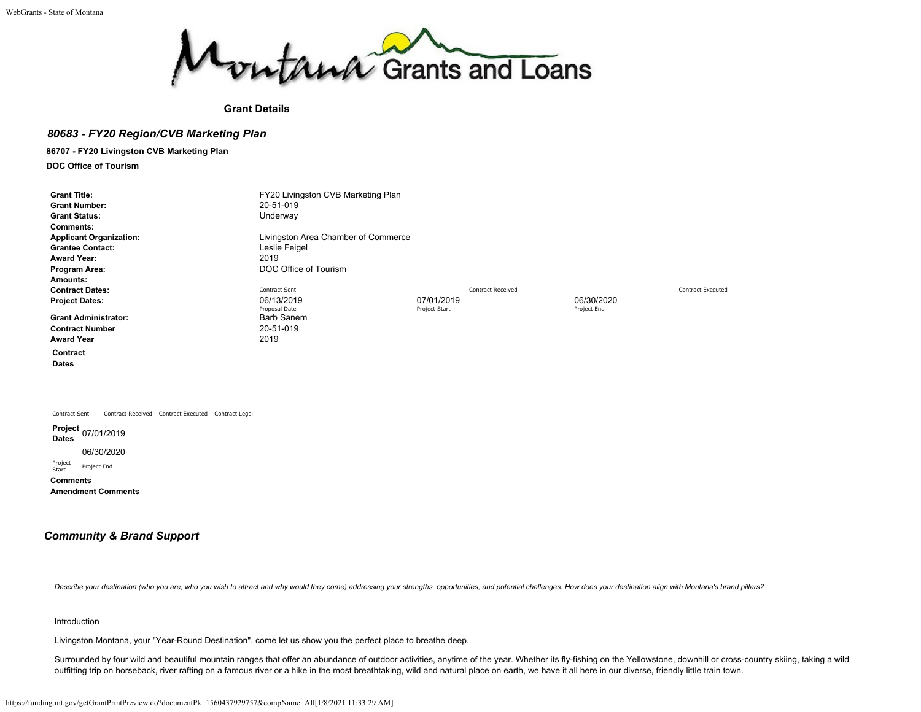Montana Grants and Loans

**Grant Details**

## *80683 - FY20 Region/CVB Marketing Plan*

**86707 - FY20 Livingston CVB Marketing Plan**

**DOC Office of Tourism**

| | | | | |
|---|---|---|---|---|
| **Grant Title:** | FY20 Livingston CVB Marketing Plan | | | |
| **Grant Number:** | 20-51-019 | | | |
| **Grant Status:** | Underway | | | |
| **Comments:** | | | | |
| **Applicant Organization:** | Livingston Area Chamber of Commerce | | | |
| **Grantee Contact:** | Leslie Feigel | | | |
| **Award Year:** | 2019 | | | |
| **Program Area:** | DOC Office of Tourism | | | |
| **Amounts:** | | | | |
| **Contract Dates:** | Contract Sent | Contract Received | | Contract Executed |
| **Project Dates:** | 06/13/2019<br>Proposal Date | 07/01/2019<br>Project Start | 06/30/2020<br>Project End | |
| **Grant Administrator:** | Barb Sanem | | | |
| **Contract Number** | 20-51-019 | | | |
| **Award Year** | 2019 | | | |

**Contract Dates**

| Contract Sent | Contract Received | Contract Executed | Contract Legal |
|---|---|---|---|
| | | | |

**Project Dates**

| 07/01/2019 | 06/30/2020 |
|---|---|
| Project Start | Project End |

**Comments**

**Amendment Comments**

## *Community & Brand Support*

*Describe your destination (who you are, who you wish to attract and why would they come) addressing your strengths, opportunities, and potential challenges. How does your destination align with Montana's brand pillars?*

Introduction

Livingston Montana, your "Year-Round Destination", come let us show you the perfect place to breathe deep.

Surrounded by four wild and beautiful mountain ranges that offer an abundance of outdoor activities, anytime of the year. Whether its fly-fishing on the Yellowstone, downhill or cross-country skiing, taking a wild outfitting trip on horseback, river rafting on a famous river or a hike in the most breathtaking, wild and natural place on earth, we have it all here in our diverse, friendly little train town.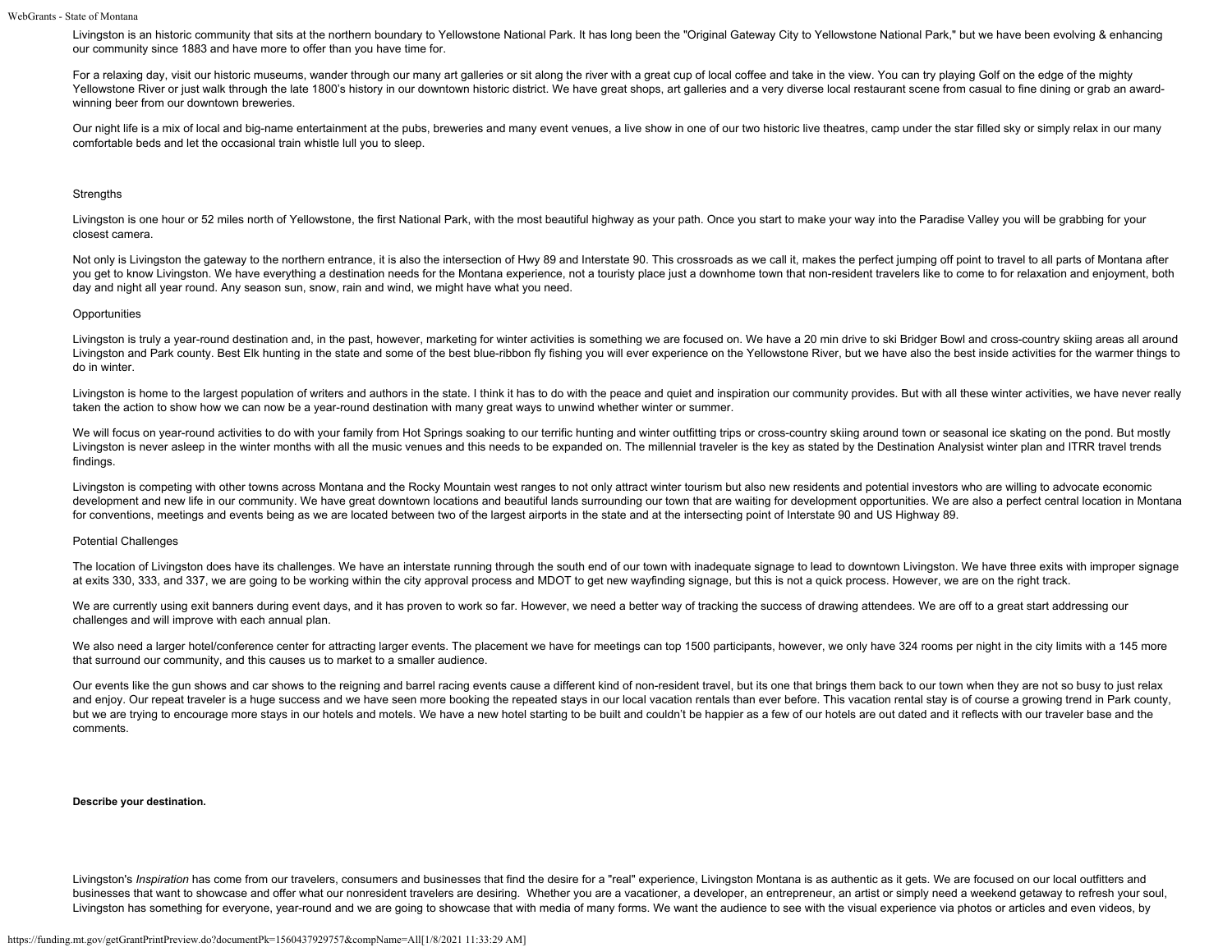Livingston is an historic community that sits at the northern boundary to Yellowstone National Park. It has long been the "Original Gateway City to Yellowstone National Park," but we have been evolving & enhancing our community since 1883 and have more to offer than you have time for.

For a relaxing day, visit our historic museums, wander through our many art galleries or sit along the river with a great cup of local coffee and take in the view. You can try playing Golf on the edge of the mighty Yellowstone River or just walk through the late 1800's history in our downtown historic district. We have great shops, art galleries and a very diverse local restaurant scene from casual to fine dining or grab an award-winning beer from our downtown breweries.

Our night life is a mix of local and big-name entertainment at the pubs, breweries and many event venues, a live show in one of our two historic live theatres, camp under the star filled sky or simply relax in our many comfortable beds and let the occasional train whistle lull you to sleep.

Strengths

Livingston is one hour or 52 miles north of Yellowstone, the first National Park, with the most beautiful highway as your path. Once you start to make your way into the Paradise Valley you will be grabbing for your closest camera.

Not only is Livingston the gateway to the northern entrance, it is also the intersection of Hwy 89 and Interstate 90. This crossroads as we call it, makes the perfect jumping off point to travel to all parts of Montana after you get to know Livingston. We have everything a destination needs for the Montana experience, not a touristy place just a downhome town that non-resident travelers like to come to for relaxation and enjoyment, both day and night all year round. Any season sun, snow, rain and wind, we might have what you need.

Opportunities

Livingston is truly a year-round destination and, in the past, however, marketing for winter activities is something we are focused on. We have a 20 min drive to ski Bridger Bowl and cross-country skiing areas all around Livingston and Park county. Best Elk hunting in the state and some of the best blue-ribbon fly fishing you will ever experience on the Yellowstone River, but we have also the best inside activities for the warmer things to do in winter.

Livingston is home to the largest population of writers and authors in the state. I think it has to do with the peace and quiet and inspiration our community provides. But with all these winter activities, we have never really taken the action to show how we can now be a year-round destination with many great ways to unwind whether winter or summer.

We will focus on year-round activities to do with your family from Hot Springs soaking to our terrific hunting and winter outfitting trips or cross-country skiing around town or seasonal ice skating on the pond. But mostly Livingston is never asleep in the winter months with all the music venues and this needs to be expanded on. The millennial traveler is the key as stated by the Destination Analysist winter plan and ITRR travel trends findings.

Livingston is competing with other towns across Montana and the Rocky Mountain west ranges to not only attract winter tourism but also new residents and potential investors who are willing to advocate economic development and new life in our community. We have great downtown locations and beautiful lands surrounding our town that are waiting for development opportunities. We are also a perfect central location in Montana for conventions, meetings and events being as we are located between two of the largest airports in the state and at the intersecting point of Interstate 90 and US Highway 89.

Potential Challenges

The location of Livingston does have its challenges. We have an interstate running through the south end of our town with inadequate signage to lead to downtown Livingston. We have three exits with improper signage at exits 330, 333, and 337, we are going to be working within the city approval process and MDOT to get new wayfinding signage, but this is not a quick process. However, we are on the right track.

We are currently using exit banners during event days, and it has proven to work so far. However, we need a better way of tracking the success of drawing attendees. We are off to a great start addressing our challenges and will improve with each annual plan.

We also need a larger hotel/conference center for attracting larger events. The placement we have for meetings can top 1500 participants, however, we only have 324 rooms per night in the city limits with a 145 more that surround our community, and this causes us to market to a smaller audience.

Our events like the gun shows and car shows to the reigning and barrel racing events cause a different kind of non-resident travel, but its one that brings them back to our town when they are not so busy to just relax and enjoy. Our repeat traveler is a huge success and we have seen more booking the repeated stays in our local vacation rentals than ever before. This vacation rental stay is of course a growing trend in Park county, but we are trying to encourage more stays in our hotels and motels. We have a new hotel starting to be built and couldn't be happier as a few of our hotels are out dated and it reflects with our traveler base and the comments.

**Describe your destination.**

Livingston's *Inspiration* has come from our travelers, consumers and businesses that find the desire for a "real" experience, Livingston Montana is as authentic as it gets. We are focused on our local outfitters and businesses that want to showcase and offer what our nonresident travelers are desiring. Whether you are a vacationer, a developer, an entrepreneur, an artist or simply need a weekend getaway to refresh your soul, Livingston has something for everyone, year-round and we are going to showcase that with media of many forms. We want the audience to see with the visual experience via photos or articles and even videos, by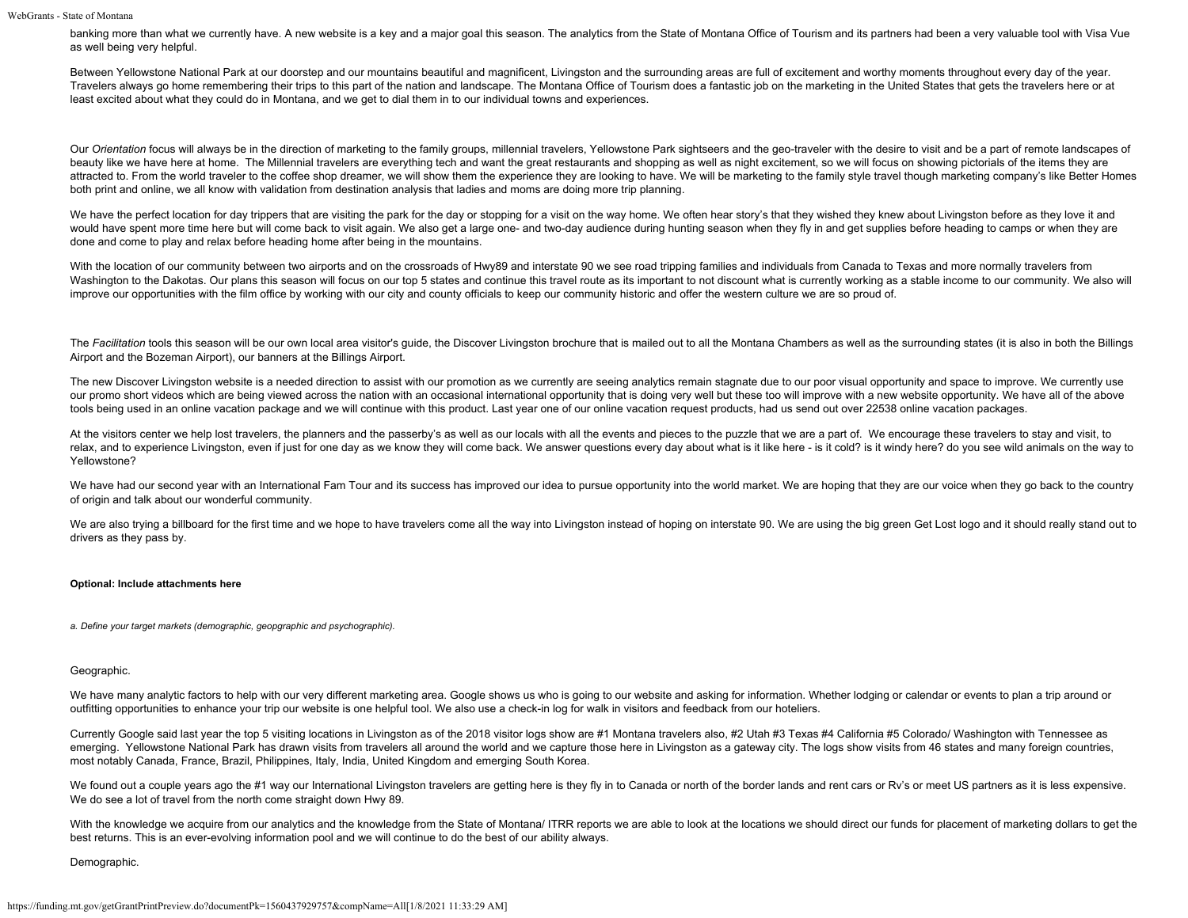banking more than what we currently have. A new website is a key and a major goal this season. The analytics from the State of Montana Office of Tourism and its partners had been a very valuable tool with Visa Vue as well being very helpful.

Between Yellowstone National Park at our doorstep and our mountains beautiful and magnificent, Livingston and the surrounding areas are full of excitement and worthy moments throughout every day of the year. Travelers always go home remembering their trips to this part of the nation and landscape. The Montana Office of Tourism does a fantastic job on the marketing in the United States that gets the travelers here or at least excited about what they could do in Montana, and we get to dial them in to our individual towns and experiences.

Our *Orientation* focus will always be in the direction of marketing to the family groups, millennial travelers, Yellowstone Park sightseers and the geo-traveler with the desire to visit and be a part of remote landscapes of beauty like we have here at home. The Millennial travelers are everything tech and want the great restaurants and shopping as well as night excitement, so we will focus on showing pictorials of the items they are attracted to. From the world traveler to the coffee shop dreamer, we will show them the experience they are looking to have. We will be marketing to the family style travel though marketing company's like Better Homes both print and online, we all know with validation from destination analysis that ladies and moms are doing more trip planning.

We have the perfect location for day trippers that are visiting the park for the day or stopping for a visit on the way home. We often hear story's that they wished they knew about Livingston before as they love it and would have spent more time here but will come back to visit again. We also get a large one- and two-day audience during hunting season when they fly in and get supplies before heading to camps or when they are done and come to play and relax before heading home after being in the mountains.

With the location of our community between two airports and on the crossroads of Hwy89 and interstate 90 we see road tripping families and individuals from Canada to Texas and more normally travelers from Washington to the Dakotas. Our plans this season will focus on our top 5 states and continue this travel route as its important to not discount what is currently working as a stable income to our community. We also will improve our opportunities with the film office by working with our city and county officials to keep our community historic and offer the western culture we are so proud of.

The *Facilitation* tools this season will be our own local area visitor's guide, the Discover Livingston brochure that is mailed out to all the Montana Chambers as well as the surrounding states (it is also in both the Billings Airport and the Bozeman Airport), our banners at the Billings Airport.

The new Discover Livingston website is a needed direction to assist with our promotion as we currently are seeing analytics remain stagnate due to our poor visual opportunity and space to improve. We currently use our promo short videos which are being viewed across the nation with an occasional international opportunity that is doing very well but these too will improve with a new website opportunity. We have all of the above tools being used in an online vacation package and we will continue with this product. Last year one of our online vacation request products, had us send out over 22538 online vacation packages.

At the visitors center we help lost travelers, the planners and the passerby's as well as our locals with all the events and pieces to the puzzle that we are a part of. We encourage these travelers to stay and visit, to relax, and to experience Livingston, even if just for one day as we know they will come back. We answer questions every day about what is it like here - is it cold? is it windy here? do you see wild animals on the way to Yellowstone?

We have had our second year with an International Fam Tour and its success has improved our idea to pursue opportunity into the world market. We are hoping that they are our voice when they go back to the country of origin and talk about our wonderful community.

We are also trying a billboard for the first time and we hope to have travelers come all the way into Livingston instead of hoping on interstate 90. We are using the big green Get Lost logo and it should really stand out to drivers as they pass by.

**Optional: Include attachments here**

*a. Define your target markets (demographic, geopgraphic and psychographic).*

Geographic.

We have many analytic factors to help with our very different marketing area. Google shows us who is going to our website and asking for information. Whether lodging or calendar or events to plan a trip around or outfitting opportunities to enhance your trip our website is one helpful tool. We also use a check-in log for walk in visitors and feedback from our hoteliers.

Currently Google said last year the top 5 visiting locations in Livingston as of the 2018 visitor logs show are #1 Montana travelers also, #2 Utah #3 Texas #4 California #5 Colorado/ Washington with Tennessee as emerging. Yellowstone National Park has drawn visits from travelers all around the world and we capture those here in Livingston as a gateway city. The logs show visits from 46 states and many foreign countries, most notably Canada, France, Brazil, Philippines, Italy, India, United Kingdom and emerging South Korea.

We found out a couple years ago the #1 way our International Livingston travelers are getting here is they fly in to Canada or north of the border lands and rent cars or Rv's or meet US partners as it is less expensive. We do see a lot of travel from the north come straight down Hwy 89.

With the knowledge we acquire from our analytics and the knowledge from the State of Montana/ ITRR reports we are able to look at the locations we should direct our funds for placement of marketing dollars to get the best returns. This is an ever-evolving information pool and we will continue to do the best of our ability always.

Demographic.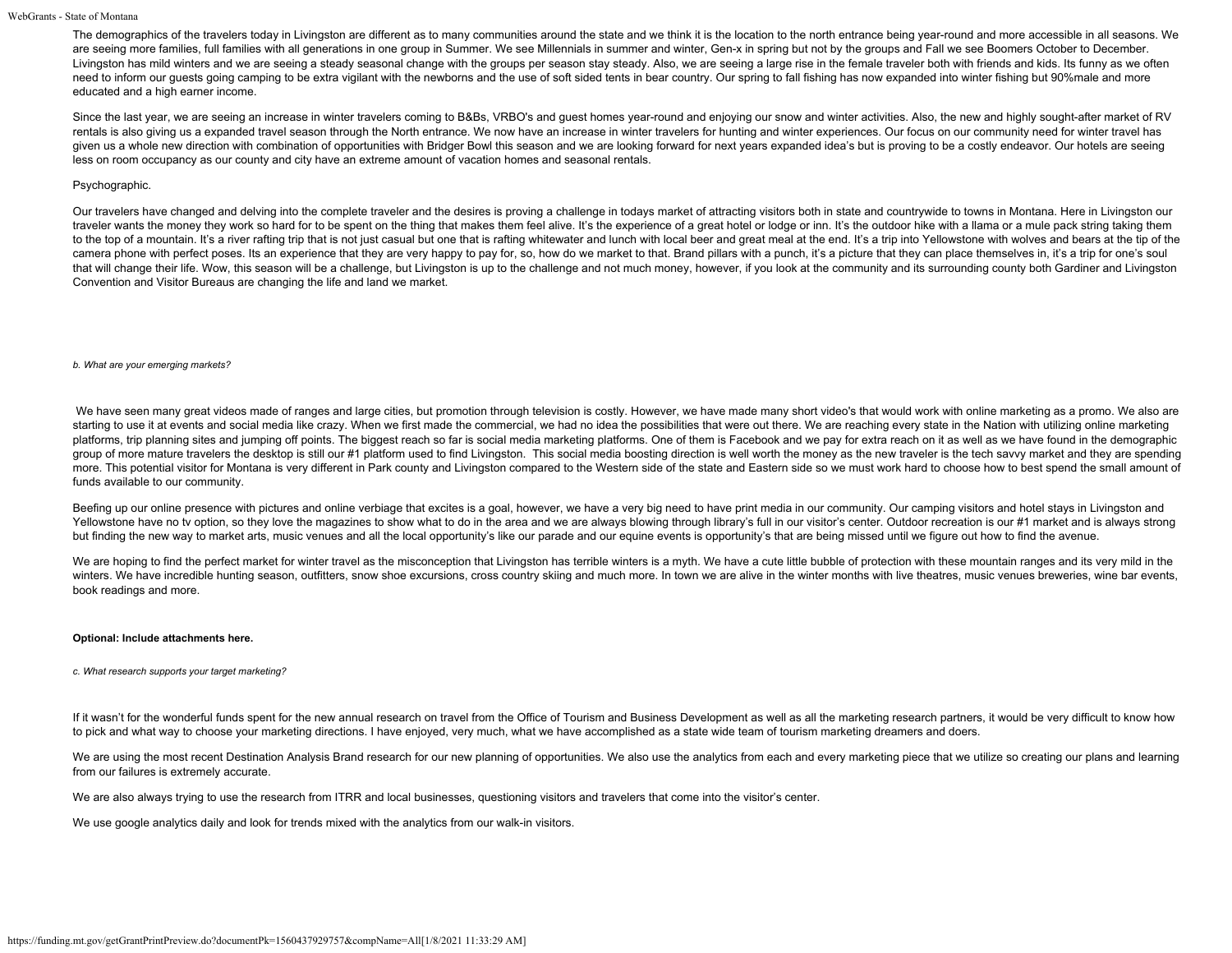The demographics of the travelers today in Livingston are different as to many communities around the state and we think it is the location to the north entrance being year-round and more accessible in all seasons. We are seeing more families, full families with all generations in one group in Summer. We see Millennials in summer and winter, Gen-x in spring but not by the groups and Fall we see Boomers October to December. Livingston has mild winters and we are seeing a steady seasonal change with the groups per season stay steady. Also, we are seeing a large rise in the female traveler both with friends and kids. Its funny as we often need to inform our guests going camping to be extra vigilant with the newborns and the use of soft sided tents in bear country. Our spring to fall fishing has now expanded into winter fishing but 90%male and more educated and a high earner income.

Since the last year, we are seeing an increase in winter travelers coming to B&Bs, VRBO's and guest homes year-round and enjoying our snow and winter activities. Also, the new and highly sought-after market of RV rentals is also giving us a expanded travel season through the North entrance. We now have an increase in winter travelers for hunting and winter experiences. Our focus on our community need for winter travel has given us a whole new direction with combination of opportunities with Bridger Bowl this season and we are looking forward for next years expanded idea's but is proving to be a costly endeavor. Our hotels are seeing less on room occupancy as our county and city have an extreme amount of vacation homes and seasonal rentals.

Psychographic.

Our travelers have changed and delving into the complete traveler and the desires is proving a challenge in todays market of attracting visitors both in state and countrywide to towns in Montana. Here in Livingston our traveler wants the money they work so hard for to be spent on the thing that makes them feel alive. It's the experience of a great hotel or lodge or inn. It's the outdoor hike with a llama or a mule pack string taking them to the top of a mountain. It's a river rafting trip that is not just casual but one that is rafting whitewater and lunch with local beer and great meal at the end. It's a trip into Yellowstone with wolves and bears at the tip of the camera phone with perfect poses. Its an experience that they are very happy to pay for, so, how do we market to that. Brand pillars with a punch, it's a picture that they can place themselves in, it's a trip for one's soul that will change their life. Wow, this season will be a challenge, but Livingston is up to the challenge and not much money, however, if you look at the community and its surrounding county both Gardiner and Livingston Convention and Visitor Bureaus are changing the life and land we market.

*b. What are your emerging markets?*

We have seen many great videos made of ranges and large cities, but promotion through television is costly. However, we have made many short video's that would work with online marketing as a promo. We also are starting to use it at events and social media like crazy. When we first made the commercial, we had no idea the possibilities that were out there. We are reaching every state in the Nation with utilizing online marketing platforms, trip planning sites and jumping off points. The biggest reach so far is social media marketing platforms. One of them is Facebook and we pay for extra reach on it as well as we have found in the demographic group of more mature travelers the desktop is still our #1 platform used to find Livingston. This social media boosting direction is well worth the money as the new traveler is the tech savvy market and they are spending more. This potential visitor for Montana is very different in Park county and Livingston compared to the Western side of the state and Eastern side so we must work hard to choose how to best spend the small amount of funds available to our community.

Beefing up our online presence with pictures and online verbiage that excites is a goal, however, we have a very big need to have print media in our community. Our camping visitors and hotel stays in Livingston and Yellowstone have no tv option, so they love the magazines to show what to do in the area and we are always blowing through library's full in our visitor's center. Outdoor recreation is our #1 market and is always strong but finding the new way to market arts, music venues and all the local opportunity's like our parade and our equine events is opportunity's that are being missed until we figure out how to find the avenue.

We are hoping to find the perfect market for winter travel as the misconception that Livingston has terrible winters is a myth. We have a cute little bubble of protection with these mountain ranges and its very mild in the winters. We have incredible hunting season, outfitters, snow shoe excursions, cross country skiing and much more. In town we are alive in the winter months with live theatres, music venues breweries, wine bar events, book readings and more.

**Optional: Include attachments here.**

*c. What research supports your target marketing?*

If it wasn't for the wonderful funds spent for the new annual research on travel from the Office of Tourism and Business Development as well as all the marketing research partners, it would be very difficult to know how to pick and what way to choose your marketing directions. I have enjoyed, very much, what we have accomplished as a state wide team of tourism marketing dreamers and doers.

We are using the most recent Destination Analysis Brand research for our new planning of opportunities. We also use the analytics from each and every marketing piece that we utilize so creating our plans and learning from our failures is extremely accurate.

We are also always trying to use the research from ITRR and local businesses, questioning visitors and travelers that come into the visitor's center.

We use google analytics daily and look for trends mixed with the analytics from our walk-in visitors.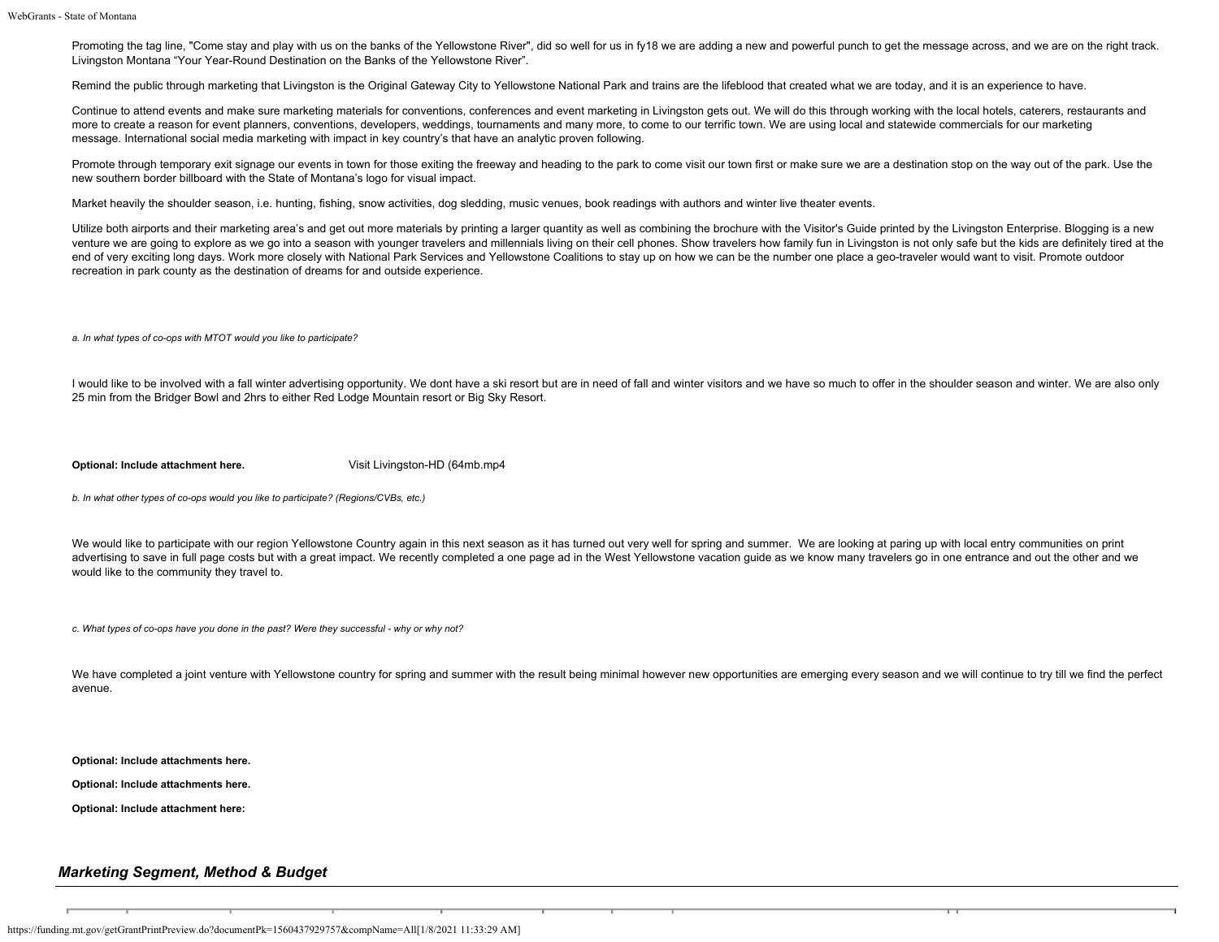Promoting the tag line, "Come stay and play with us on the banks of the Yellowstone River", did so well for us in fy18 we are adding a new and powerful punch to get the message across, and we are on the right track. Livingston Montana “Your Year-Round Destination on the Banks of the Yellowstone River”.

Remind the public through marketing that Livingston is the Original Gateway City to Yellowstone National Park and trains are the lifeblood that created what we are today, and it is an experience to have.

Continue to attend events and make sure marketing materials for conventions, conferences and event marketing in Livingston gets out. We will do this through working with the local hotels, caterers, restaurants and more to create a reason for event planners, conventions, developers, weddings, tournaments and many more, to come to our terrific town. We are using local and statewide commercials for our marketing message. International social media marketing with impact in key country’s that have an analytic proven following.

Promote through temporary exit signage our events in town for those exiting the freeway and heading to the park to come visit our town first or make sure we are a destination stop on the way out of the park. Use the new southern border billboard with the State of Montana’s logo for visual impact.

Market heavily the shoulder season, i.e. hunting, fishing, snow activities, dog sledding, music venues, book readings with authors and winter live theater events.

Utilize both airports and their marketing area’s and get out more materials by printing a larger quantity as well as combining the brochure with the Visitor's Guide printed by the Livingston Enterprise. Blogging is a new venture we are going to explore as we go into a season with younger travelers and millennials living on their cell phones. Show travelers how family fun in Livingston is not only safe but the kids are definitely tired at the end of very exciting long days. Work more closely with National Park Services and Yellowstone Coalitions to stay up on how we can be the number one place a geo-traveler would want to visit. Promote outdoor recreation in park county as the destination of dreams for and outside experience.

*a. In what types of co-ops with MTOT would you like to participate?*

I would like to be involved with a fall winter advertising opportunity. We dont have a ski resort but are in need of fall and winter visitors and we have so much to offer in the shoulder season and winter. We are also only 25 min from the Bridger Bowl and 2hrs to either Red Lodge Mountain resort or Big Sky Resort.

**Optional: Include attachment here.** Visit Livingston-HD (64mb.mp4

*b. In what other types of co-ops would you like to participate? (Regions/CVBs, etc.)*

We would like to participate with our region Yellowstone Country again in this next season as it has turned out very well for spring and summer. We are looking at paring up with local entry communities on print advertising to save in full page costs but with a great impact. We recently completed a one page ad in the West Yellowstone vacation guide as we know many travelers go in one entrance and out the other and we would like to the community they travel to.

*c. What types of co-ops have you done in the past? Were they successful - why or why not?*

We have completed a joint venture with Yellowstone country for spring and summer with the result being minimal however new opportunities are emerging every season and we will continue to try till we find the perfect avenue.

**Optional: Include attachments here.**

**Optional: Include attachments here.**

**Optional: Include attachment here:**

## *Marketing Segment, Method & Budget*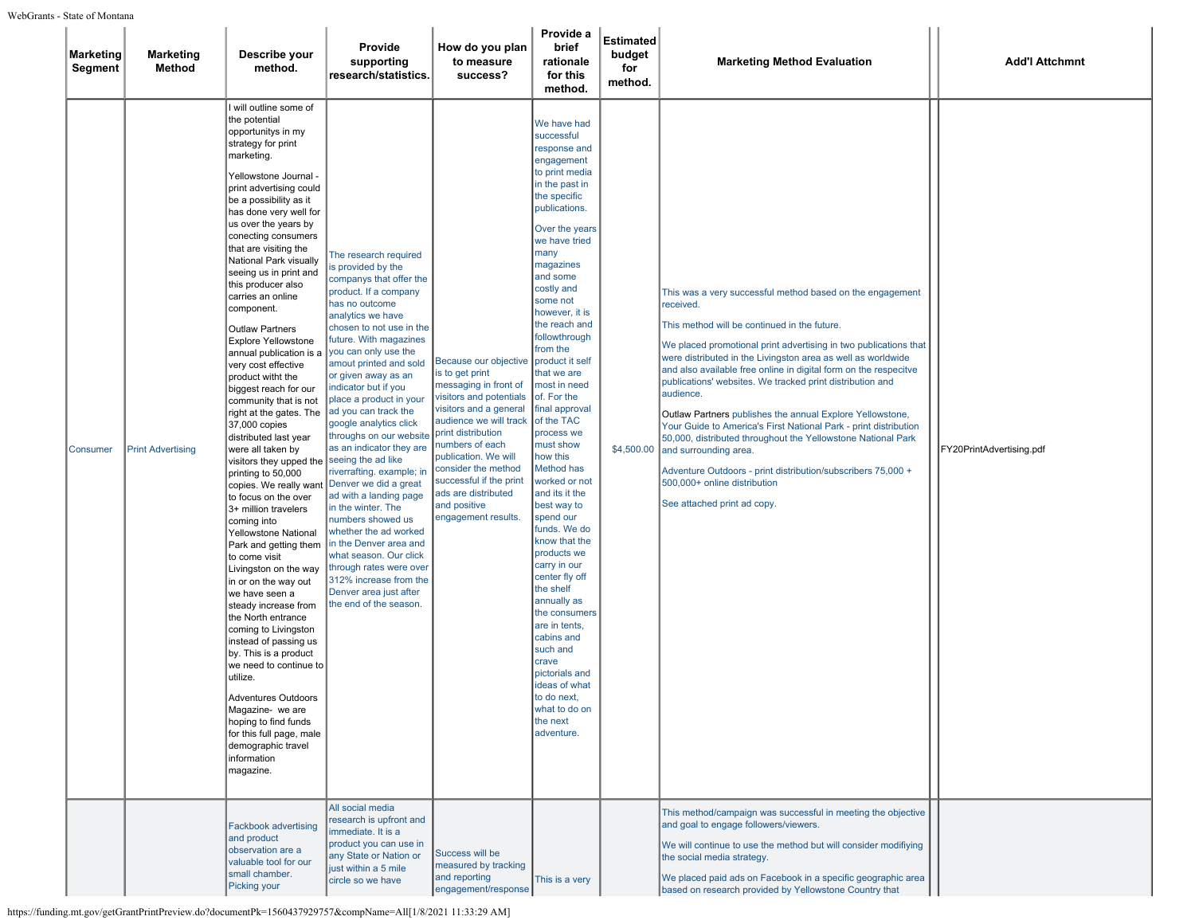| Marketing Segment | Marketing Method | Describe your method. | Provide supporting research/statistics. | How do you plan to measure success? | Provide a brief rationale for this method. | Estimated budget for method. | Marketing Method Evaluation | Add'l Attchmnt |
|---|---|---|---|---|---|---|---|---|
| Consumer | Print Advertising | I will outline some of the potential opportunitys in my strategy for print marketing.<br><br>Yellowstone Journal - print advertising could be a possibility as it has done very well for us over the years by conecting consumers that are visiting the National Park visually seeing us in print and this producer also carries an online component.<br><br>Outlaw Partners Explore Yellowstone annual publication is a very cost effective product witht the biggest reach for our community that is not right at the gates. The 37,000 copies distributed last year were all taken by visitors they upped the printing to 50,000 copies. We really want to focus on the over 3+ million travelers coming into Yellowstone National Park and getting them to come visit Livingston on the way in or on the way out we have seen a steady increase from the North entrance coming to Livingston instead of passing us by. This is a product we need to continue to utilize.<br><br>Adventures Outdoors Magazine- we are hoping to find funds for this full page, male demographic travel information magazine. | The research required is provided by the companys that offer the product. If a company has no outcome analytics we have chosen to not use in the future. With magazines you can only use the amout printed and sold or given away as an indicator but if you place a product in your ad you can track the google analytics click throughs on our website as an indicator they are seeing the ad like riverrafting. example; in Denver we did a great ad with a landing page in the winter. The numbers showed us whether the ad worked in the Denver area and what season. Our click through rates were over 312% increase from the Denver area just after the end of the season. | Because our objective is to get print messaging in front of visitors and potentials visitors and a general audience we will track print distribution numbers of each publication. We will consider the method successful if the print ads are distributed and positive engagement results. | We have had successful response and engagement to print media in the past in the specific publications.<br><br>Over the years we have tried many magazines and some costly and some not however, it is the reach and followthrough from the product it self that we are most in need of. For the final approval of the TAC process we must show how this Method has worked or not and its it the best way to spend our funds. We do know that the products we carry in our center fly off the shelf annually as the consumers are in tents, cabins and such and crave pictorials and ideas of what to do next, what to do on the next adventure. | $4,500.00 | This was a very successful method based on the engagement received.<br><br>This method will be continued in the future.<br><br>We placed promotional print advertising in two publications that were distributed in the Livingston area as well as worldwide and also available free online in digital form on the respecitve publications' websites. We tracked print distribution and audience.<br><br>Outlaw Partners publishes the annual Explore Yellowstone, Your Guide to America's First National Park - print distribution 50,000, distributed throughout the Yellowstone National Park and surrounding area.<br><br>Adventure Outdoors - print distribution/subscribers 75,000 + 500,000+ online distribution<br><br>See attached print ad copy. | FY20PrintAdvertising.pdf |
| | | Fackbook advertising and product observation are a valuable tool for our small chamber. Picking your | All social media research is upfront and immediate. It is a product you can use in any State or Nation or just within a 5 mile circle so we have | Success will be measured by tracking and reporting engagement/response | This is a very | | This method/campaign was successful in meeting the objective and goal to engage followers/viewers.<br><br>We will continue to use the method but will consider modifiying the social media strategy.<br><br>We placed paid ads on Facebook in a specific geographic area based on research provided by Yellowstone Country that | |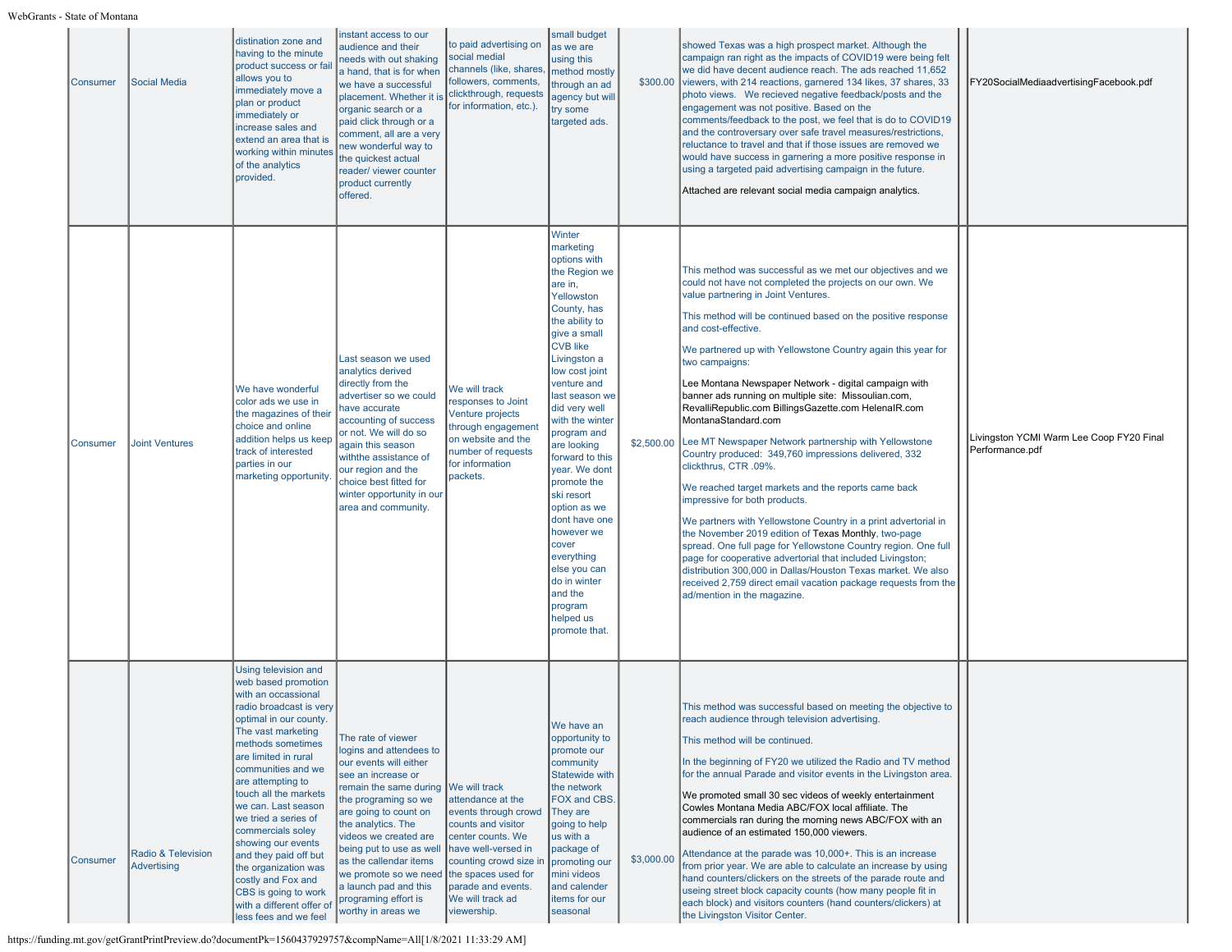| Consumer | Social Media | distination zone and having to the minute product success or fail allows you to immediately move a plan or product immediately or increase sales and extend an area that is working within minutes of the analytics provided. | instant access to our audience and their needs with out shaking a hand, that is for when we have a successful placement. Whether it is organic search or a paid click through or a comment, all are a very new wonderful way to the quickest actual reader/ viewer counter product currently offered. | to paid advertising on social medial channels (like, shares, followers, comments, clickthrough, requests for information, etc.). | small budget as we are using this method mostly through an ad agency but will try some targeted ads. | $300.00 | showed Texas was a high prospect market. Although the campaign ran right as the impacts of COVID19 were being felt we did have decent audience reach. The ads reached 11,652 viewers, with 214 reactions, garnered 134 likes, 37 shares, 33 photo views. We recieved negative feedback/posts and the engagement was not positive. Based on the comments/feedback to the post, we feel that is do to COVID19 and the controversy over safe travel measures/restrictions, reluctance to travel and that if those issues are removed we would have success in garnering a more positive response in using a targeted paid advertising campaign in the future.<br><br>Attached are relevant social media campaign analytics. | | FY20SocialMediaadvertisingFacebook.pdf |
|---|---|---|---|---|---|---|---|---|---|
| Consumer | Joint Ventures | We have wonderful color ads we use in the magazines of their choice and online addition helps us keep track of interested parties in our marketing opportunity. | Last season we used analytics derived directly from the advertiser so we could have accurate accounting of success or not. We will do so again this season withthe assistance of our region and the choice best fitted for winter opportunity in our area and community. | We will track responses to Joint Venture projects through engagement on website and the number of requests for information packets. | Winter marketing options with the Region we are in, Yellowston County, has the ability to give a small CVB like Livingston a low cost joint venture and last season we did very well with the winter program and are looking forward to this year. We dont promote the ski resort option as we dont have one however we cover everything else you can do in winter and the program helped us promote that. | $2,500.00 | This method was successful as we met our objectives and we could not have not completed the projects on our own. We value partnering in Joint Ventures.<br><br>This method will be continued based on the positive response and cost-effective.<br><br>We partnered up with Yellowstone Country again this year for two campaigns:<br><br>Lee Montana Newspaper Network - digital campaign with banner ads running on multiple site: Missoulian.com, RevalliRepublic.com BillingsGazette.com HelenaIR.com MontanaStandard.com<br><br>Lee MT Newspaper Network partnership with Yellowstone Country produced: 349,760 impressions delivered, 332 clickthrus, CTR .09%.<br><br>We reached target markets and the reports came back impressive for both products.<br><br>We partners with Yellowstone Country in a print advertorial in the November 2019 edition of Texas Monthly, two-page spread. One full page for Yellowstone Country region. One full page for cooperative advertorial that included Livingston; distribution 300,000 in Dallas/Houston Texas market. We also received 2,759 direct email vacation package requests from the ad/mention in the magazine. | | Livingston YCMI Warm Lee Coop FY20 Final Performance.pdf |
| Consumer | Radio & Television Advertising | Using television and web based promotion with an occassional radio broadcast is very optimal in our county. The vast marketing methods sometimes are limited in rural communities and we are attempting to touch all the markets we can. Last season we tried a series of commercials soley showing our events and they paid off but the organization was costly and Fox and CBS is going to work with a different offer of less fees and we feel | The rate of viewer logins and attendees to our events will either see an increase or remain the same during the programing so we are going to count on the analytics. The videos we created are being put to use as well as the callendar items we promote so we need a launch pad and this programing effort is worthy in areas we | We will track attendance at the events through crowd counts and visitor center counts. We have well-versed in counting crowd size in the spaces used for parade and events. We will track ad viewership. | We have an opportunity to promote our community Statewide with the network FOX and CBS. They are going to help us with a package of promoting our mini videos and calender items for our seasonal | $3,000.00 | This method was successful based on meeting the objective to reach audience through television advertising.<br><br>This method will be continued.<br><br>In the beginning of FY20 we utilized the Radio and TV method for the annual Parade and visitor events in the Livingston area.<br><br>We promoted small 30 sec videos of weekly entertainment Cowles Montana Media ABC/FOX local affiliate. The commercials ran during the morning news ABC/FOX with an audience of an estimated 150,000 viewers.<br><br>Attendance at the parade was 10,000+. This is an increase from prior year. We are able to calculate an increase by using hand counters/clickers on the streets of the parade route and useing street block capacity counts (how many people fit in each block) and visitors counters (hand counters/clickers) at the Livingston Visitor Center. | | |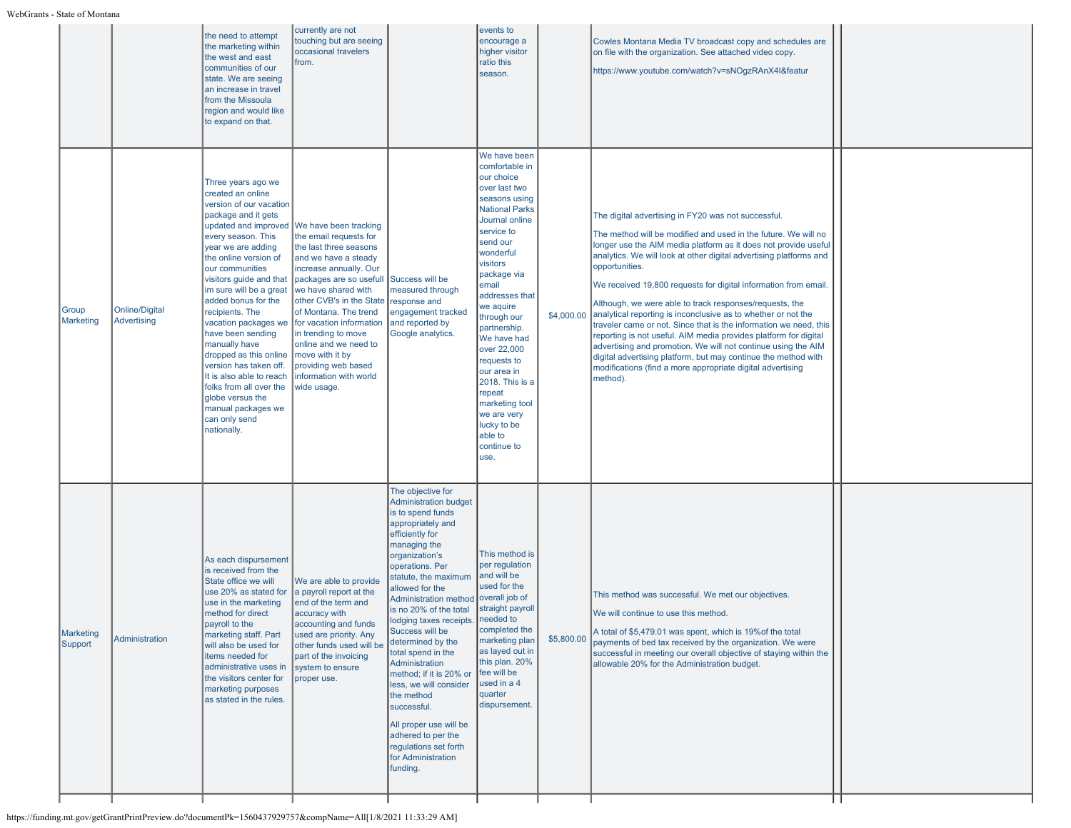| | | | | | | | | | |
|---|---|---|---|---|---|---|---|---|---|
| | | the need to attempt the marketing within the west and east communities of our state. We are seeing an increase in travel from the Missoula region and would like to expand on that. | currently are not touching but are seeing occasional travelers from. | | events to encourage a higher visitor ratio this season. | | Cowles Montana Media TV broadcast copy and schedules are on file with the organization. See attached video copy.<br><br>https://www.youtube.com/watch?v=sNOgzRAnX4I&featur | | |
| Group Marketing | Online/Digital Advertising | Three years ago we created an online version of our vacation package and it gets updated and improved every season. This year we are adding the online version of our communities visitors guide and that im sure will be a great added bonus for the recipients. The vacation packages we have been sending manually have dropped as this online version has taken off. It is also able to reach folks from all over the globe versus the manual packages we can only send nationally. | We have been tracking the email requests for the last three seasons and we have a steady increase annually. Our packages are so usefull we have shared with other CVB's in the State of Montana. The trend for vacation information in trending to move online and we need to move with it by providing web based information with world wide usage. | Success will be measured through response and engagement tracked and reported by Google analytics. | We have been comfortable in our choice over last two seasons using National Parks Journal online service to send our wonderful visitors package via email addresses that we aquire through our partnership. We have had over 22,000 requests to our area in 2018. This is a repeat marketing tool we are very lucky to be able to continue to use. | $4,000.00 | The digital advertising in FY20 was not successful.<br><br>The method will be modified and used in the future. We will no longer use the AIM media platform as it does not provide useful analytics. We will look at other digital advertising platforms and opportunities.<br><br>We received 19,800 requests for digital information from email.<br><br>Although, we were able to track responses/requests, the analytical reporting is inconclusive as to whether or not the traveler came or not. Since that is the information we need, this reporting is not useful. AIM media provides platform for digital advertising and promotion. We will not continue using the AIM digital advertising platform, but may continue the method with modifications (find a more appropriate digital advertising method). | | |
| Marketing Support | Administration | As each dispursement is received from the State office we will use 20% as stated for use in the marketing method for direct payroll to the marketing staff. Part will also be used for items needed for administrative uses in the visitors center for marketing purposes as stated in the rules. | We are able to provide a payroll report at the end of the term and accuracy with accounting and funds used are priority. Any other funds used will be part of the invoicing system to ensure proper use. | The objective for Administration budget is to spend funds appropriately and efficiently for managing the organization's operations. Per statute, the maximum allowed for the Administration method is no 20% of the total lodging taxes receipts. Success will be determined by the total spend in the Administration method; if it is 20% or less, we will consider the method successful.<br><br>All proper use will be adhered to per the regulations set forth for Administration funding. | This method is per regulation and will be used for the overall job of straight payroll needed to completed the marketing plan as layed out in this plan. 20% fee will be used in a 4 quarter dispursement. | $5,800.00 | This method was successful. We met our objectives.<br><br>We will continue to use this method.<br><br>A total of $5,479.01 was spent, which is 19%of the total payments of bed tax received by the organization. We were successful in meeting our overall objective of staying within the allowable 20% for the Administration budget. | | |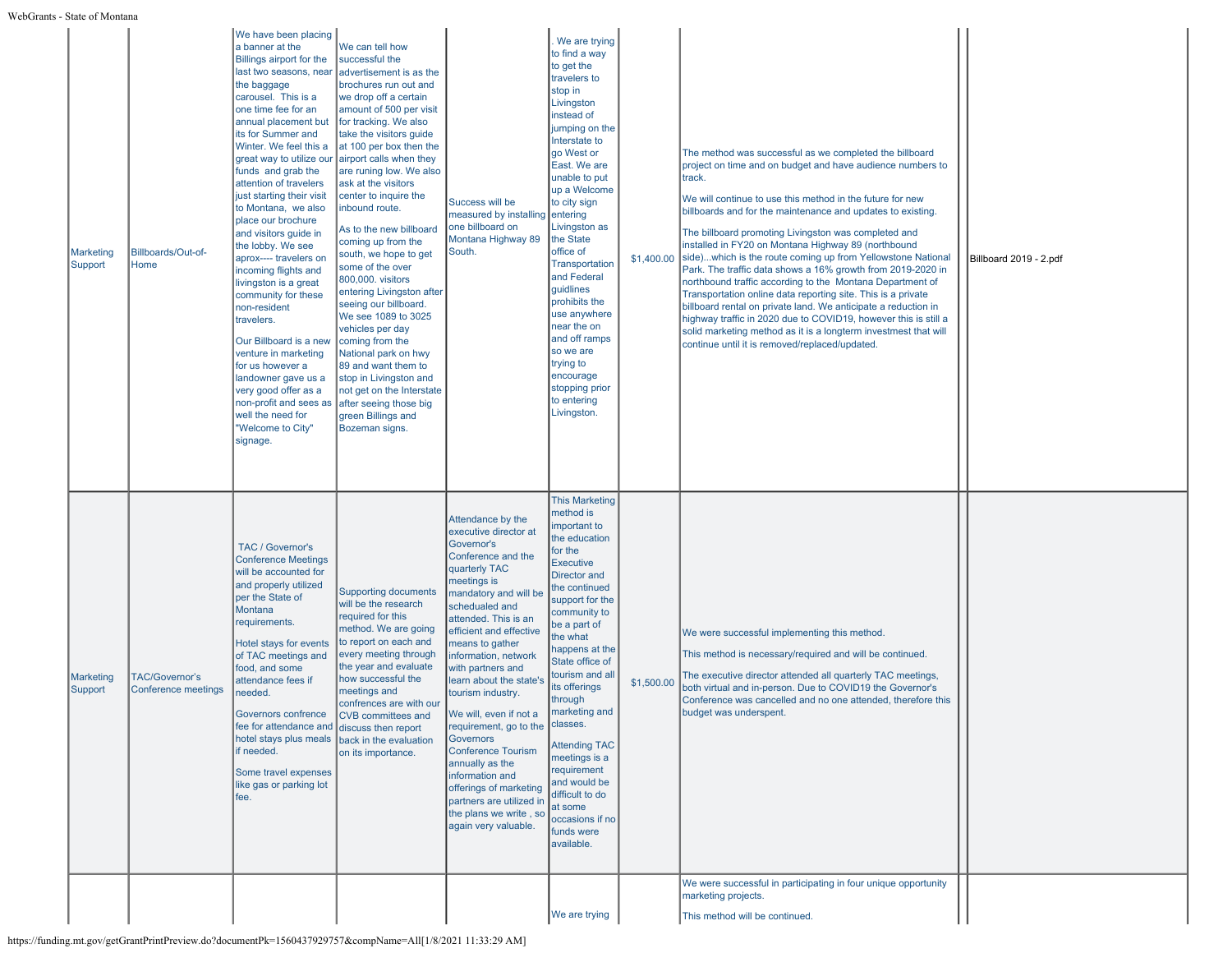| Marketing Support | Billboards/Out-of-Home | We have been placing a banner at the Billings airport for the last two seasons, near the baggage carousel. This is a one time fee for an annual placement but its for Summer and Winter. We feel this a great way to utilize our funds and grab the attention of travelers just starting their visit to Montana, we also place our brochure and visitors guide in the lobby. We see aprox---- travelers on incoming flights and livingston is a great community for these non-resident travelers.<br><br>Our Billboard is a new venture in marketing for us however a landowner gave us a very good offer as a non-profit and sees as well the need for "Welcome to City" signage. | We can tell how successful the advertisement is as the brochures run out and we drop off a certain amount of 500 per visit for tracking. We also take the visitors guide at 100 per box then the airport calls when they are runing low. We also ask at the visitors center to inquire the inbound route.<br><br>As to the new billboard coming up from the south, we hope to get some of the over 800,000. visitors entering Livingston after seeing our billboard. We see 1089 to 3025 vehicles per day coming from the National park on hwy 89 and want them to stop in Livingston and not get on the Interstate after seeing those big green Billings and Bozeman signs. | Success will be measured by installing one billboard on Montana Highway 89 South. | . We are trying to find a way to get the travelers to stop in Livingston instead of jumping on the Interstate to go West or East. We are unable to put up a Welcome to city sign entering Livingston as the State office of Transportation and Federal guidlines prohibits the use anywhere near the on and off ramps so we are trying to encourage stopping prior to entering Livingston. | $1,400.00 | The method was successful as we completed the billboard project on time and on budget and have audience numbers to track.<br><br>We will continue to use this method in the future for new billboards and for the maintenance and updates to existing.<br><br>The billboard promoting Livingston was completed and installed in FY20 on Montana Highway 89 (northbound side)...which is the route coming up from Yellowstone National Park. The traffic data shows a 16% growth from 2019-2020 in northbound traffic according to the Montana Department of Transportation online data reporting site. This is a private billboard rental on private land. We anticipate a reduction in highway traffic in 2020 due to COVID19, however this is still a solid marketing method as it is a longterm investment that will continue until it is removed/replaced/updated. | | Billboard 2019 - 2.pdf |
|---|---|---|---|---|---|---|---|---|---|
| Marketing Support | TAC/Governor's Conference meetings | TAC / Governor's Conference Meetings will be accounted for and properly utilized per the State of Montana requirements.<br><br>Hotel stays for events of TAC meetings and food, and some attendance fees if needed.<br><br>Governors confrence fee for attendance and hotel stays plus meals if needed.<br><br>Some travel expenses like gas or parking lot fee. | Supporting documents will be the research required for this method. We are going to report on each and every meeting through the year and evaluate how successful the meetings and confrences are with our CVB committees and discuss then report back in the evaluation on its importance. | Attendance by the executive director at Governor's Conference and the quarterly TAC meetings is mandatory and will be schedualed and attended. This is an efficient and effective means to gather information, network with partners and learn about the state's tourism industry.<br><br>We will, even if not a requirement, go to the Governors Conference Tourism annually as the information and offerings of marketing partners are utilized in the plans we write , so again very valuable. | This Marketing method is important to the education for the Executive Director and the continued support for the community to be a part of the what happens at the State office of tourism and all its offerings through marketing and classes.<br><br>Attending TAC meetings is a requirement and would be difficult to do at some occasions if no funds were available. | $1,500.00 | We were successful implementing this method.<br><br>This method is necessary/required and will be continued.<br><br>The executive director attended all quarterly TAC meetings, both virtual and in-person. Due to COVID19 the Governor's Conference was cancelled and no one attended, therefore this budget was underspent. | | |
| | | | | | We are trying | | We were successful in participating in four unique opportunity marketing projects.<br><br>This method will be continued. | | |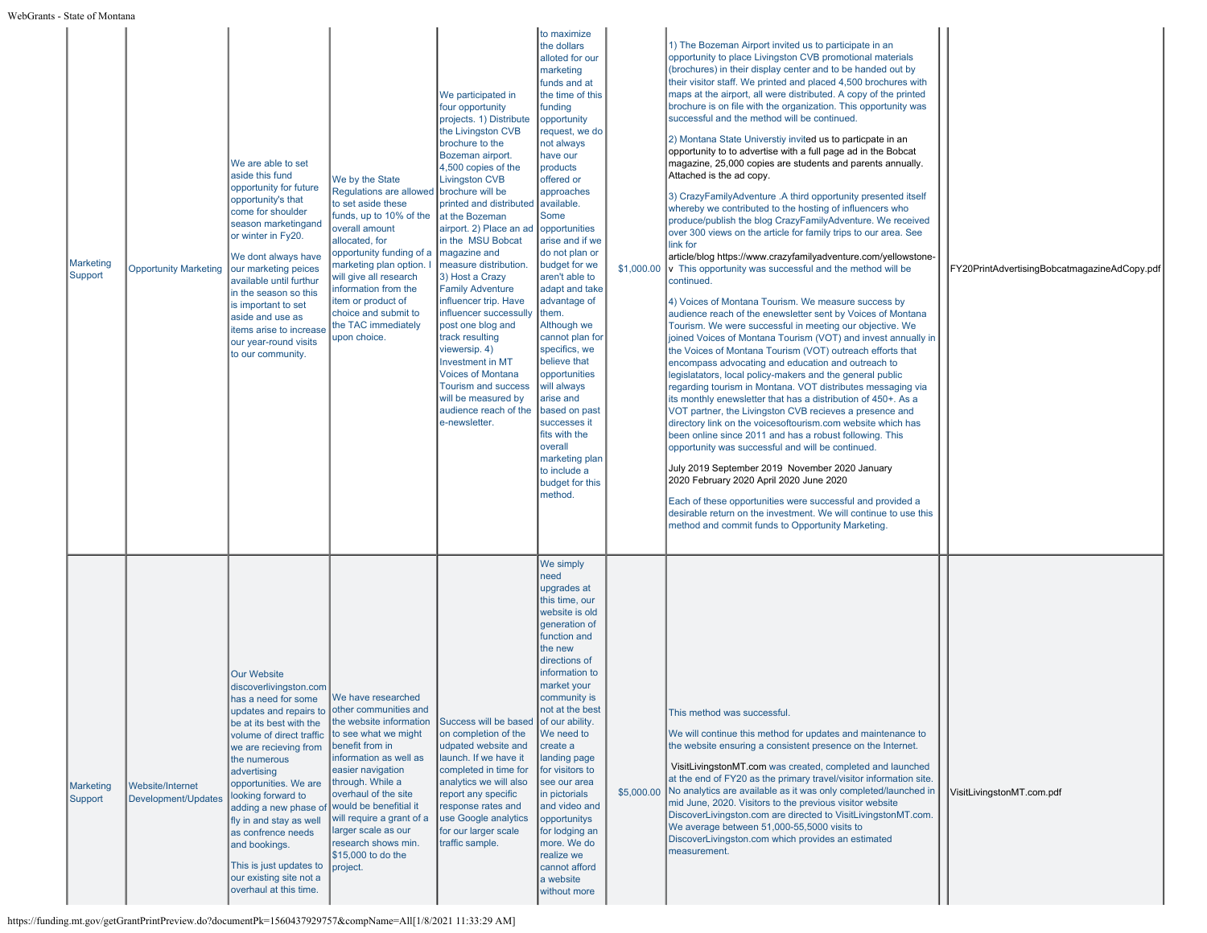| Marketing Support | Opportunity Marketing | We are able to set aside this fund opportunity for future opportunity's that come for shoulder season marketingand or winter in Fy20.<br><br>We dont always have our marketing peices available until furthur in the season so this is important to set aside and use as items arise to increase our year-round visits to our community. | We by the State Regulations are allowed to set aside these funds, up to 10% of the overall amount allocated, for opportunity funding of a marketing plan option. I will give all research information from the item or product of choice and submit to the TAC immediately upon choice. | We participated in four opportunity projects. 1) Distribute the Livingston CVB brochure to the Bozeman airport. 4,500 copies of the Livingston CVB brochure will be printed and distributed at the Bozeman airport. 2) Place an ad in the MSU Bobcat magazine and measure distribution. 3) Host a Crazy Family Adventure influencer trip. Have influencer successfully post one blog and track resulting viewersip. 4) Investment in MT Voices of Montana Tourism and success will be measured by audience reach of the e-newsletter. | to maximize the dollars alloted for our marketing funds and at the time of this funding opportunity request, we do not always have our products offered or approaches available. Some opportunities arise and if we do not plan or budget for we aren't able to adapt and take advantage of them. Although we cannot plan for specifics, we believe that opportunities will always arise and based on past successes it fits with the overall marketing plan to include a budget for this method. | $1,000.00 | 1) The Bozeman Airport invited us to participate in an opportunity to place Livingston CVB promotional materials (brochures) in their display center and to be handed out by their visitor staff. We printed and placed 4,500 brochures with maps at the airport, all were distributed. A copy of the printed brochure is on file with the organization. This opportunity was successful and the method will be continued.<br><br>2) Montana State Universtiy invited us to particpate in an opportunity to to advertise with a full page ad in the Bobcat magazine, 25,000 copies are students and parents annually. Attached is the ad copy.<br><br>3) CrazyFamilyAdventure .A third opportunity presented itself whereby we contributed to the hosting of influencers who produce/publish the blog CrazyFamilyAdventure. We received over 300 views on the article for family trips to our area. See link for article/blog https://www.crazyfamilyadventure.com/yellowstone-v This opportunity was successful and the method will be continued.<br><br>4) Voices of Montana Tourism. We measure success by audience reach of the enewsletter sent by Voices of Montana Tourism. We were successful in meeting our objective. We joined Voices of Montana Tourism (VOT) and invest annually in the Voices of Montana Tourism (VOT) outreach efforts that encompass advocating and education and outreach to legislatators, local policy-makers and the general public regarding tourism in Montana. VOT distributes messaging via its monthly enewsletter that has a distribution of 450+. As a VOT partner, the Livingston CVB recieves a presence and directory link on the voicesoftourism.com website which has been online since 2011 and has a robust following. This opportunity was successful and will be continued.<br><br>July 2019 September 2019 November 2020 January 2020 February 2020 April 2020 June 2020<br><br>Each of these opportunities were successful and provided a desirable return on the investment. We will continue to use this method and commit funds to Opportunity Marketing. | | FY20PrintAdvertisingBobcatmagazineAdCopy.pdf |
|---|---|---|---|---|---|---|---|---|---|
| Marketing Support | Website/Internet Development/Updates | Our Website discoverlivingston.com has a need for some updates and repairs to be at its best with the volume of direct traffic we are recieving from the numerous advertising opportunities. We are looking forward to adding a new phase of fly in and stay as well as confrence needs and bookings.<br><br>This is just updates to our existing site not a overhaul at this time. | We have researched other communities and the website information to see what we might benefit from in information as well as easier navigation through. While a overhaul of the site would be beneficial it will require a grant of a larger scale as our research shows min. $15,000 to do the project. | Success will be based on completion of the udpated website and launch. If we have it completed in time for analytics we will also report any specific response rates and use Google analytics for our larger scale traffic sample. | We simply need upgrades at this time, our website is old generation of function and the new directions of information to market your community is not at the best of our ability. We need to create a landing page for visitors to see our area in pictorials and video and opportunitys for lodging an more. We do realize we cannot afford a website without more | $5,000.00 | This method was successful.<br><br>We will continue this method for updates and maintenance to the website ensuring a consistent presence on the Internet.<br><br>VisitLivingstonMT.com was created, completed and launched at the end of FY20 as the primary travel/visitor information site. No analytics are available as it was only completed/launched in mid June, 2020. Visitors to the previous visitor website DiscoverLivingston.com are directed to VisitLivingstonMT.com. We average between 51,000-55,5000 visits to DiscoverLivingston.com which provides an estimated measurement. | | VisitLivingstonMT.com.pdf |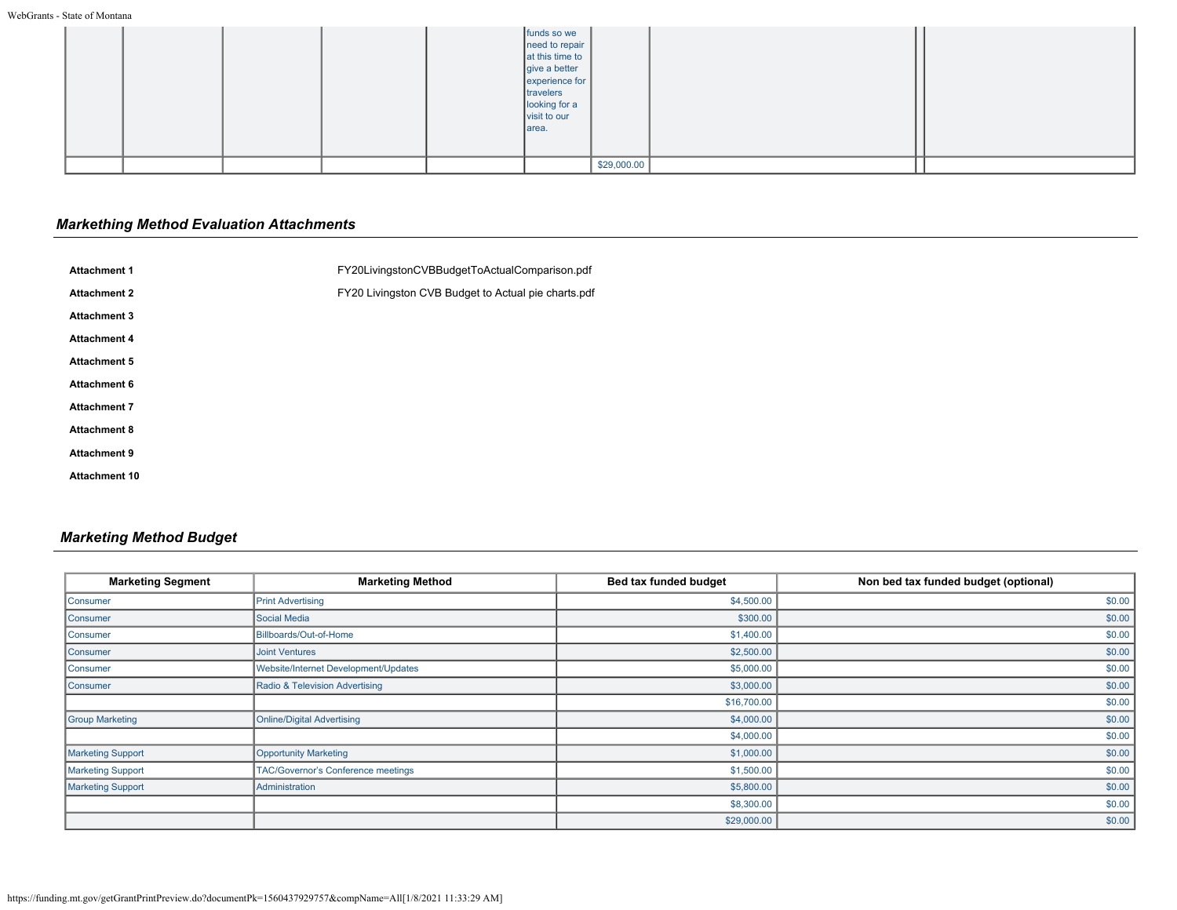| | | | | | | | | | |
|---|---|---|---|---|---|---|---|---|---|
| | | | | | funds so we need to repair at this time to give a better experience for travelers looking for a visit to our area. | | | | |
| | | | | | | $29,000.00 | | | |

## *Markething Method Evaluation Attachments*

| | |
|---|---|
| **Attachment 1** | FY20LivingstonCVBBudgetToActualComparison.pdf |
| **Attachment 2** | FY20 Livingston CVB Budget to Actual pie charts.pdf |
| **Attachment 3** | |
| **Attachment 4** | |
| **Attachment 5** | |
| **Attachment 6** | |
| **Attachment 7** | |
| **Attachment 8** | |
| **Attachment 9** | |
| **Attachment 10** | |

## *Marketing Method Budget*

| Marketing Segment | Marketing Method | Bed tax funded budget | Non bed tax funded budget (optional) |
|---|---|---|---|
| Consumer | Print Advertising | $4,500.00 | $0.00 |
| Consumer | Social Media | $300.00 | $0.00 |
| Consumer | Billboards/Out-of-Home | $1,400.00 | $0.00 |
| Consumer | Joint Ventures | $2,500.00 | $0.00 |
| Consumer | Website/Internet Development/Updates | $5,000.00 | $0.00 |
| Consumer | Radio & Television Advertising | $3,000.00 | $0.00 |
| | | $16,700.00 | $0.00 |
| Group Marketing | Online/Digital Advertising | $4,000.00 | $0.00 |
| | | $4,000.00 | $0.00 |
| Marketing Support | Opportunity Marketing | $1,000.00 | $0.00 |
| Marketing Support | TAC/Governor's Conference meetings | $1,500.00 | $0.00 |
| Marketing Support | Administration | $5,800.00 | $0.00 |
| | | $8,300.00 | $0.00 |
| | | $29,000.00 | $0.00 |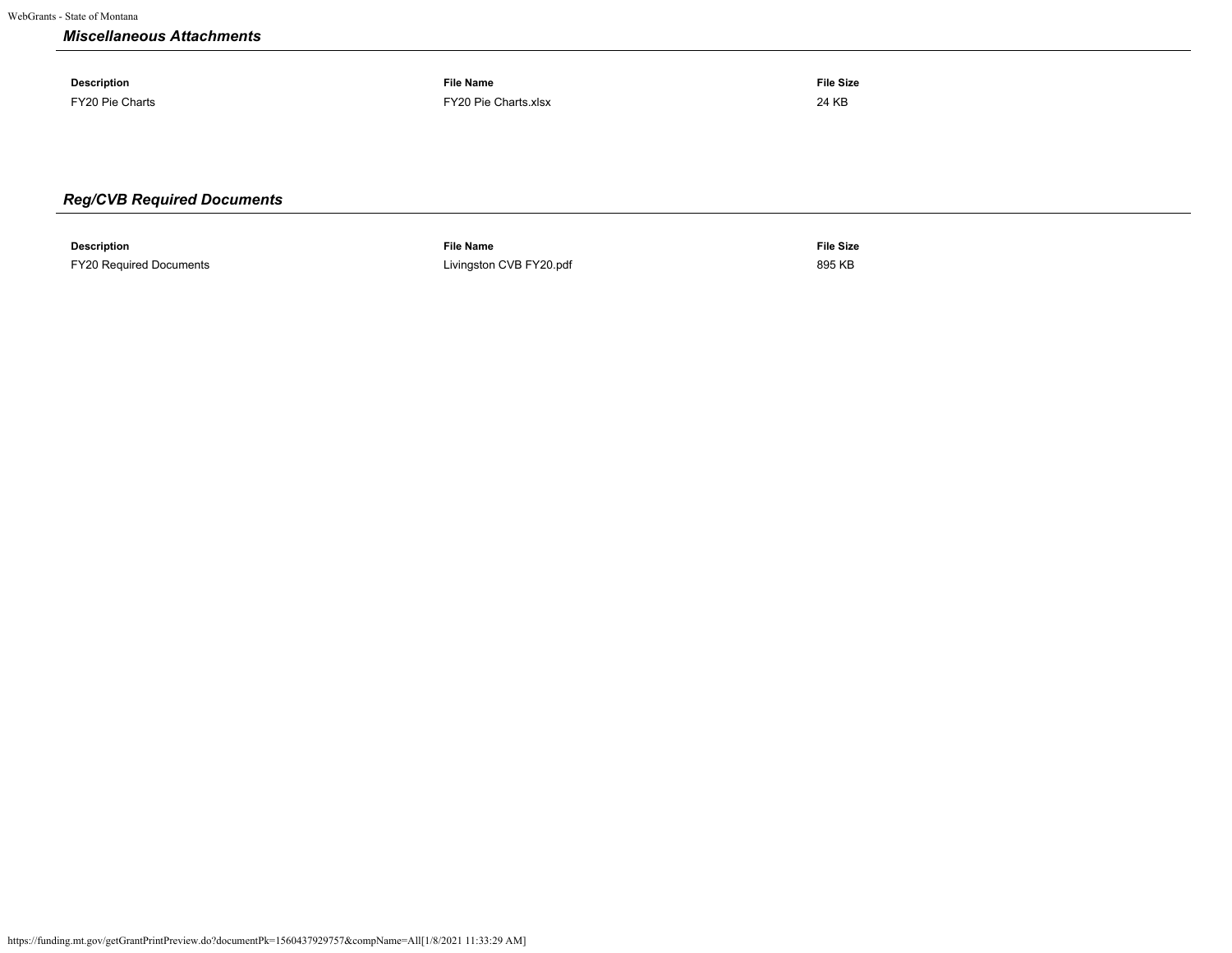### *Miscellaneous Attachments*

| Description | File Name | File Size |
| --- | --- | --- |
| FY20 Pie Charts | FY20 Pie Charts.xlsx | 24 KB |

### *Reg/CVB Required Documents*

| Description | File Name | File Size |
| --- | --- | --- |
| FY20 Required Documents | Livingston CVB FY20.pdf | 895 KB |